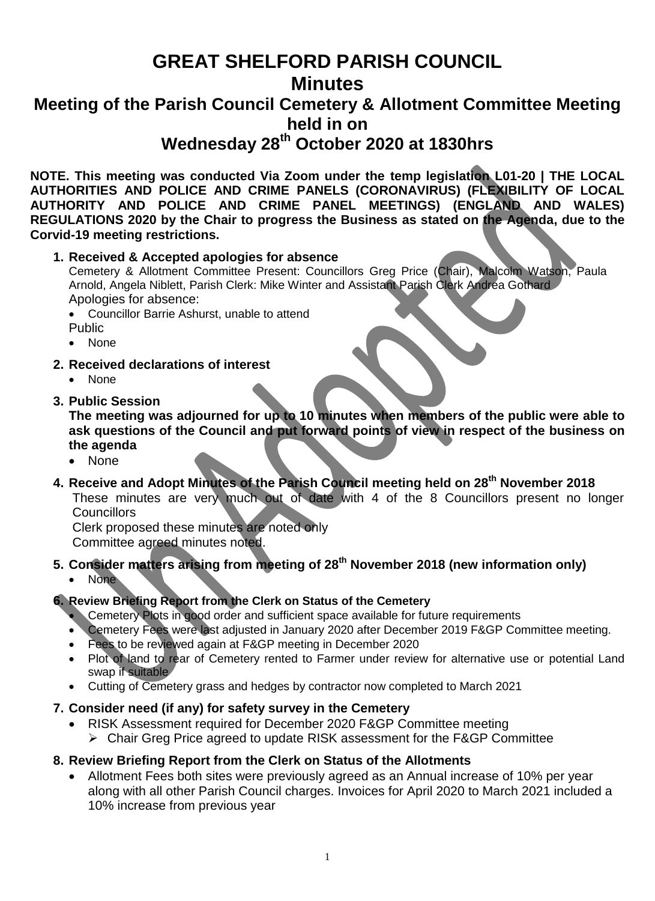# GREAT SHELFORD PARISH COUNCIL

# Minutes

## Meeting of the Parish Council Cemetery & Allotment Committee Meeting held in on

## Wednesday 28th October 2020 at 1830hrs

**NOTE. This meeting was conducted Via Zoom under the temp legislation L01-20 | THE LOCAL AUTHORITIES AND POLICE AND CRIME PANELS (CORONAVIRUS) (FLEXIBILITY OF LOCAL AUTHORITY AND POLICE AND CRIME PANEL MEETINGS) (ENGLAND AND WALES) REGULATIONS 2020 by the Chair to progress the Business as stated on the Agenda, due to the Corvid-19 meeting restrictions.**

1. **Received & Accepted apologies for absence**

   Cemetery & Allotment Committee Present: Councillors Greg Price (Chair), Malcolm Watson, Paula Arnold, Angela Niblett, Parish Clerk: Mike Winter and Assistant Parish Clerk Andrea Gothard

   Apologies for absence:
   - Councillor Barrie Ashurst, unable to attend

   Public
   - None

2. **Received declarations of interest**
   - None

3. **Public Session**

   **The meeting was adjourned for up to 10 minutes when members of the public were able to ask questions of the Council and put forward points of view in respect of the business on the agenda**
   - None

4. **Receive and Adopt Minutes of the Parish Council meeting held on 28th November 2018**

   These minutes are very much out of date with 4 of the 8 Councillors present no longer Councillors

   Clerk proposed these minutes are noted only

   Committee agreed minutes noted.

5. **Consider matters arising from meeting of 28th November 2018 (new information only)**
   - None

6. **Review Briefing Report from the Clerk on Status of the Cemetery**
   - Cemetery Plots in good order and sufficient space available for future requirements
   - Cemetery Fees were last adjusted in January 2020 after December 2019 F&GP Committee meeting.
   - Fees to be reviewed again at F&GP meeting in December 2020
   - Plot of land to rear of Cemetery rented to Farmer under review for alternative use or potential Land swap if suitable
   - Cutting of Cemetery grass and hedges by contractor now completed to March 2021

7. **Consider need (if any) for safety survey in the Cemetery**
   - RISK Assessment required for December 2020 F&GP Committee meeting
     - Chair Greg Price agreed to update RISK assessment for the F&GP Committee

8. **Review Briefing Report from the Clerk on Status of the Allotments**
   - Allotment Fees both sites were previously agreed as an Annual increase of 10% per year along with all other Parish Council charges. Invoices for April 2020 to March 2021 included a 10% increase from previous year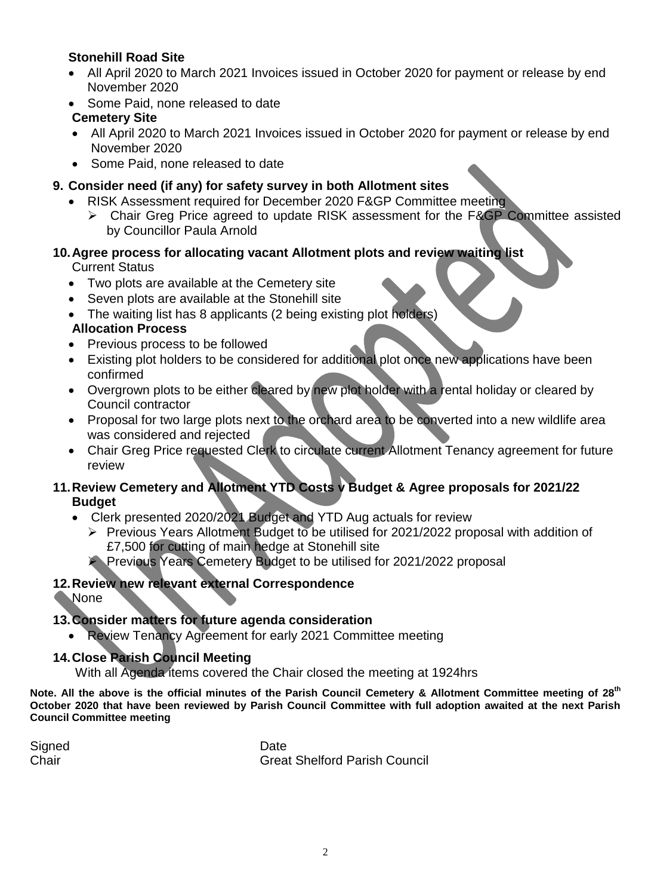**Stonehill Road Site**

- All April 2020 to March 2021 Invoices issued in October 2020 for payment or release by end November 2020
- Some Paid, none released to date

**Cemetery Site**

- All April 2020 to March 2021 Invoices issued in October 2020 for payment or release by end November 2020
- Some Paid, none released to date

**9. Consider need (if any) for safety survey in both Allotment sites**

- RISK Assessment required for December 2020 F&GP Committee meeting
  - Chair Greg Price agreed to update RISK assessment for the F&GP Committee assisted by Councillor Paula Arnold

**10. Agree process for allocating vacant Allotment plots and review waiting list**

Current Status

- Two plots are available at the Cemetery site
- Seven plots are available at the Stonehill site
- The waiting list has 8 applicants (2 being existing plot holders)

**Allocation Process**

- Previous process to be followed
- Existing plot holders to be considered for additional plot once new applications have been confirmed
- Overgrown plots to be either cleared by new plot holder with a rental holiday or cleared by Council contractor
- Proposal for two large plots next to the orchard area to be converted into a new wildlife area was considered and rejected
- Chair Greg Price requested Clerk to circulate current Allotment Tenancy agreement for future review

**11. Review Cemetery and Allotment YTD Costs v Budget & Agree proposals for 2021/22 Budget**

- Clerk presented 2020/2021 Budget and YTD Aug actuals for review
  - Previous Years Allotment Budget to be utilised for 2021/2022 proposal with addition of £7,500 for cutting of main hedge at Stonehill site
  - Previous Years Cemetery Budget to be utilised for 2021/2022 proposal

**12. Review new relevant external Correspondence**

None

**13. Consider matters for future agenda consideration**

- Review Tenancy Agreement for early 2021 Committee meeting

**14. Close Parish Council Meeting**

With all Agenda items covered the Chair closed the meeting at 1924hrs

**Note. All the above is the official minutes of the Parish Council Cemetery & Allotment Committee meeting of 28th October 2020 that have been reviewed by Parish Council Committee with full adoption awaited at the next Parish Council Committee meeting**

Signed
Chair

Date
Great Shelford Parish Council